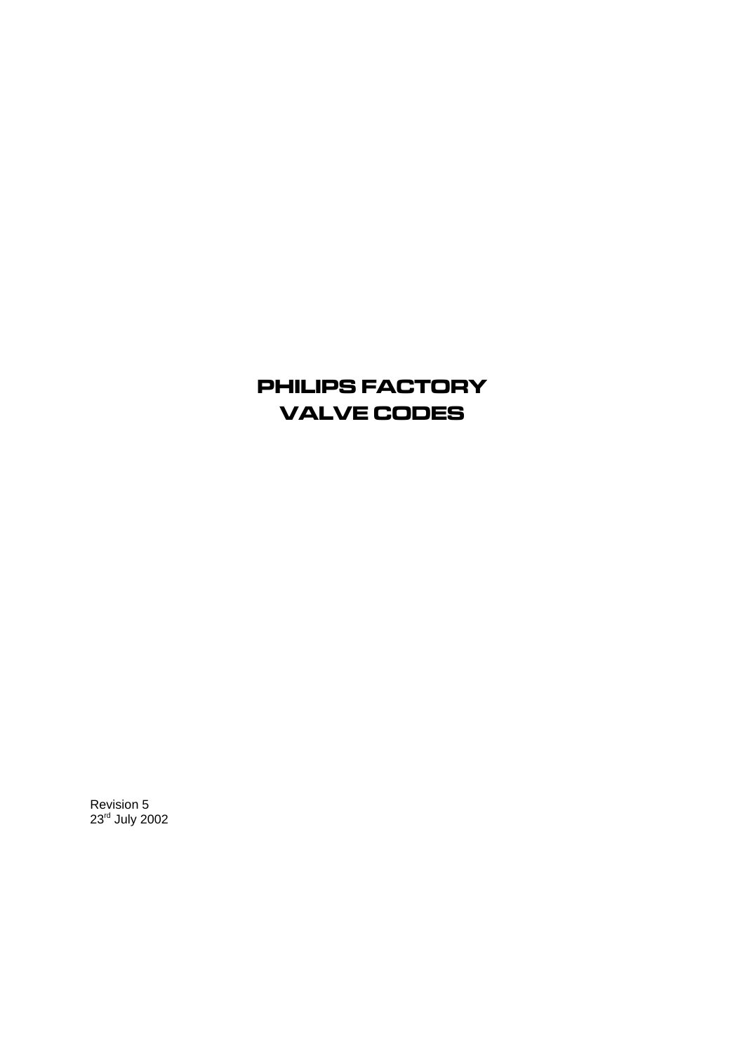# PHILIPS FACTORY VALVE CODES

Revision 5
23rd July 2002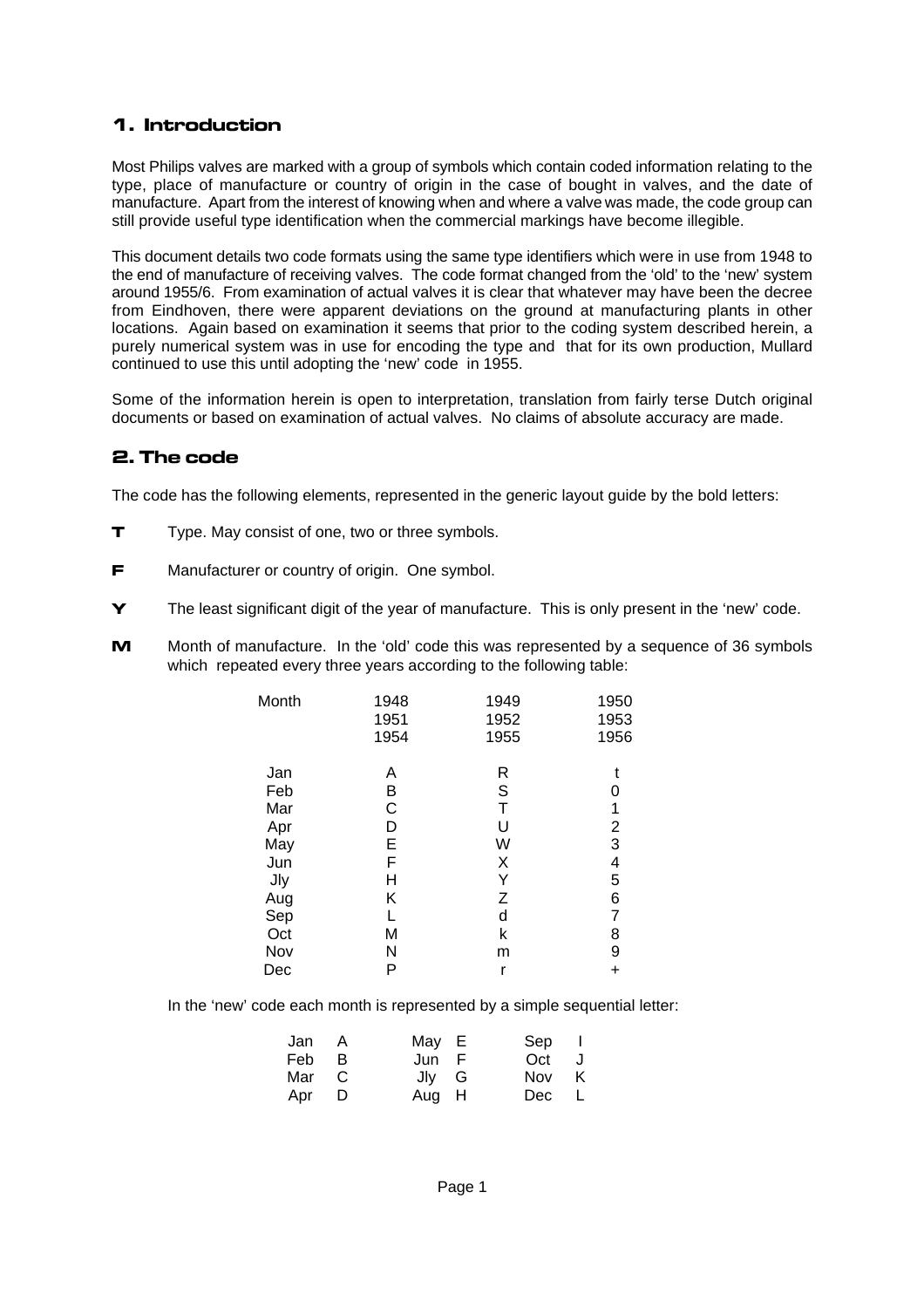## 1. Introduction

Most Philips valves are marked with a group of symbols which contain coded information relating to the type, place of manufacture or country of origin in the case of bought in valves, and the date of manufacture. Apart from the interest of knowing when and where a valve was made, the code group can still provide useful type identification when the commercial markings have become illegible.

This document details two code formats using the same type identifiers which were in use from 1948 to the end of manufacture of receiving valves. The code format changed from the 'old' to the 'new' system around 1955/6. From examination of actual valves it is clear that whatever may have been the decree from Eindhoven, there were apparent deviations on the ground at manufacturing plants in other locations. Again based on examination it seems that prior to the coding system described herein, a purely numerical system was in use for encoding the type and that for its own production, Mullard continued to use this until adopting the 'new' code in 1955.

Some of the information herein is open to interpretation, translation from fairly terse Dutch original documents or based on examination of actual valves. No claims of absolute accuracy are made.

## 2. The code

The code has the following elements, represented in the generic layout guide by the bold letters:

**T** Type. May consist of one, two or three symbols.

**F** Manufacturer or country of origin. One symbol.

**Y** The least significant digit of the year of manufacture. This is only present in the 'new' code.

**M** Month of manufacture. In the 'old' code this was represented by a sequence of 36 symbols which repeated every three years according to the following table:

| Month | 1948<br>1951<br>1954 | 1949<br>1952<br>1955 | 1950<br>1953<br>1956 |
|---|---|---|---|
| Jan | A | R | t |
| Feb | B | S | 0 |
| Mar | C | T | 1 |
| Apr | D | U | 2 |
| May | E | W | 3 |
| Jun | F | X | 4 |
| Jly | H | Y | 5 |
| Aug | K | Z | 6 |
| Sep | L | d | 7 |
| Oct | M | k | 8 |
| Nov | N | m | 9 |
| Dec | P | r | + |

In the 'new' code each month is represented by a simple sequential letter:

| | | | | | |
|---|---|---|---|---|---|
| Jan | A | May | E | Sep | I |
| Feb | B | Jun | F | Oct | J |
| Mar | C | Jly | G | Nov | K |
| Apr | D | Aug | H | Dec | L |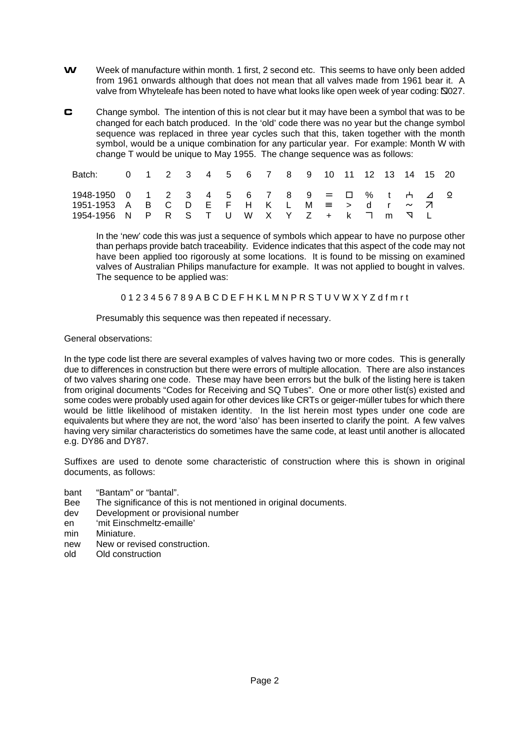**W** Week of manufacture within month. 1 first, 2 second etc. This seems to have only been added from 1961 onwards although that does not mean that all valves made from 1961 bear it. A valve from Whyteleafe has been noted to have what looks like open week of year coding: ⍂027.

**C** Change symbol. The intention of this is not clear but it may have been a symbol that was to be changed for each batch produced. In the 'old' code there was no year but the change symbol sequence was replaced in three year cycles such that this, taken together with the month symbol, would be a unique combination for any particular year. For example: Month W with change T would be unique to May 1955. The change sequence was as follows:

| Batch: | 0 | 1 | 2 | 3 | 4 | 5 | 6 | 7 | 8 | 9 | 10 | 11 | 12 | 13 | 14 | 15 | 20 |
|---|---|---|---|---|---|---|---|---|---|---|---|---|---|---|---|---|---|
| 1948-1950 | 0 | 1 | 2 | 3 | 4 | 5 | 6 | 7 | 8 | 9 | = | ☐ | % | t | ᅥ | ⊿ | ♀ |
| 1951-1953 | A | B | C | D | E | F | H | K | L | M | ≡ | > | d | r | ~ | ↗ | |
| 1954-1956 | N | P | R | S | T | U | W | X | Y | Z | + | k | ˥ | m | ⊽ | L | |

In the 'new' code this was just a sequence of symbols which appear to have no purpose other than perhaps provide batch traceability. Evidence indicates that this aspect of the code may not have been applied too rigorously at some locations. It is found to be missing on examined valves of Australian Philips manufacture for example. It was not applied to bought in valves. The sequence to be applied was:

0 1 2 3 4 5 6 7 8 9 A B C D E F H K L M N P R S T U V W X Y Z d f m r t

Presumably this sequence was then repeated if necessary.

General observations:

In the type code list there are several examples of valves having two or more codes. This is generally due to differences in construction but there were errors of multiple allocation. There are also instances of two valves sharing one code. These may have been errors but the bulk of the listing here is taken from original documents "Codes for Receiving and SQ Tubes". One or more other list(s) existed and some codes were probably used again for other devices like CRTs or geiger-müller tubes for which there would be little likelihood of mistaken identity. In the list herein most types under one code are equivalents but where they are not, the word 'also' has been inserted to clarify the point. A few valves having very similar characteristics do sometimes have the same code, at least until another is allocated e.g. DY86 and DY87.

Suffixes are used to denote some characteristic of construction where this is shown in original documents, as follows:

- bant "Bantam" or "bantal".
- Bee The significance of this is not mentioned in original documents.
- dev Development or provisional number
- en 'mit Einschmeltz-emaille'
- min Miniature.
- new New or revised construction.
- old Old construction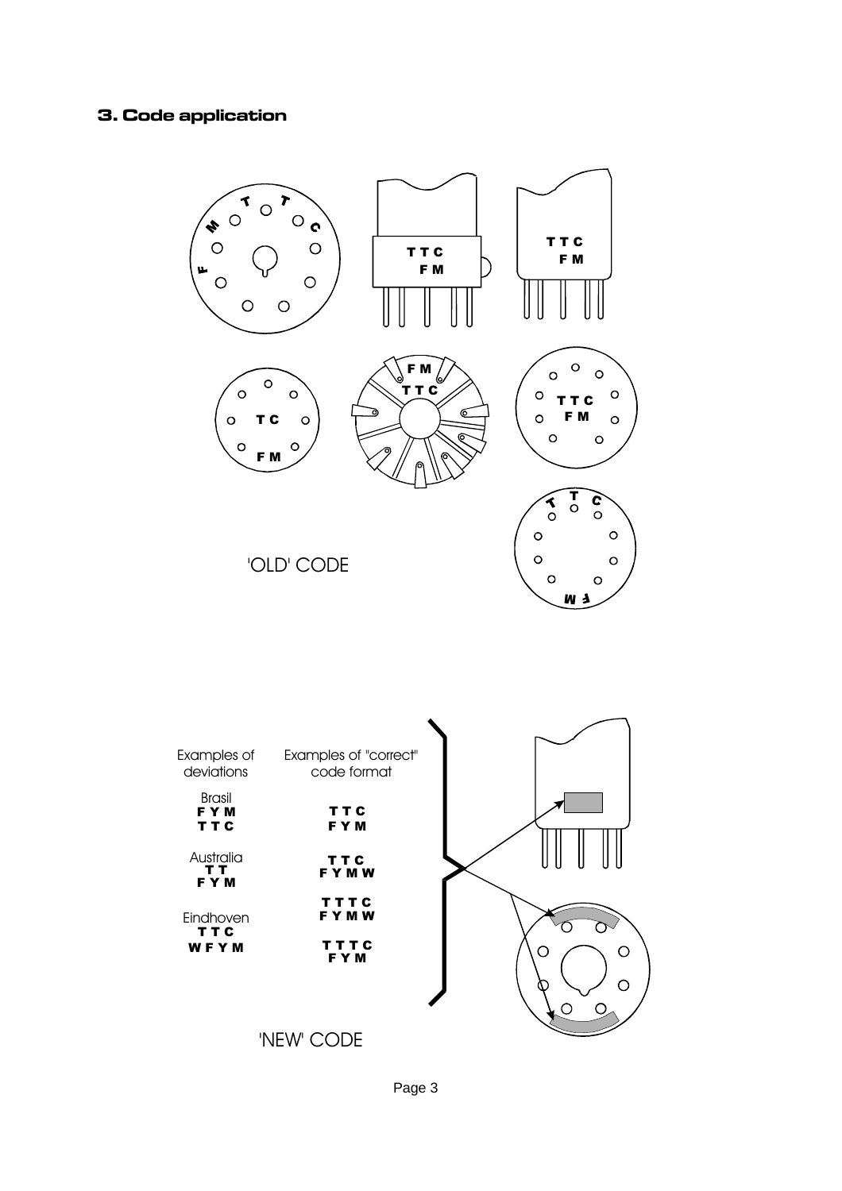## 3. Code application

'OLD' CODE

| Examples of deviations | Examples of "correct" code format |
|---|---|
| Brasil<br>**F Y M**<br>**T T C** | **T T C**<br>**F Y M** |
| Australia<br>**T T**<br>**F Y M** | **T T C**<br>**F Y M W** |
| | **T T T C**<br>**F Y M W** |
| Eindhoven<br>**T T C**<br>**W F Y M** | **T T T C**<br>**F Y M** |

'NEW' CODE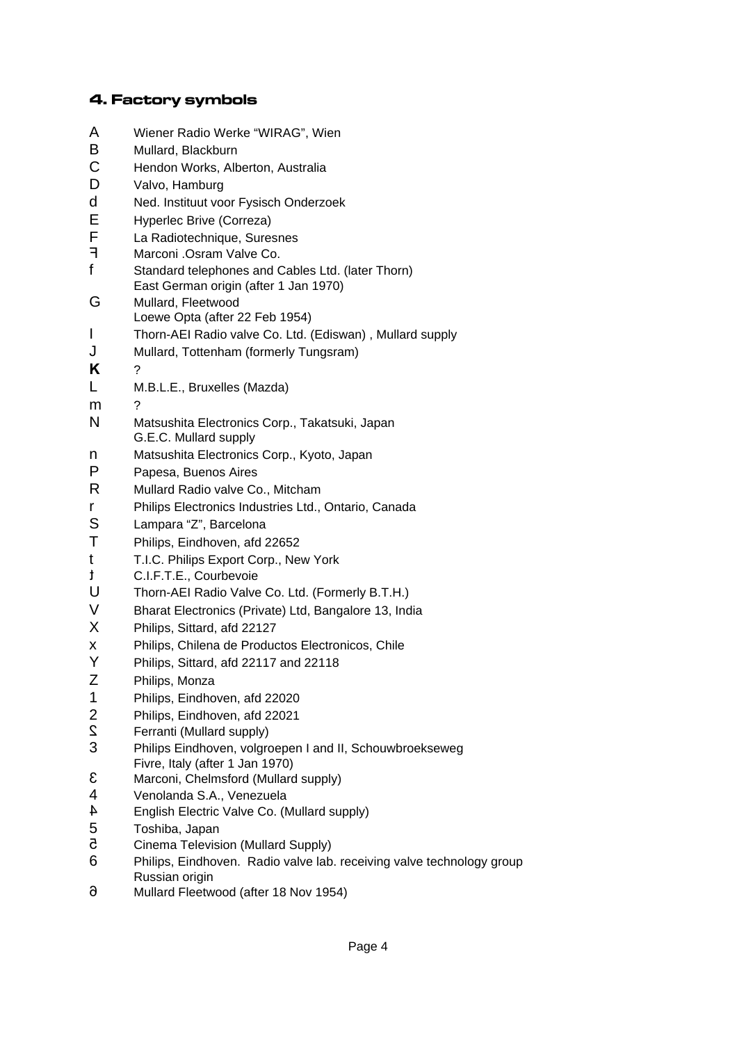## 4. Factory symbols

| | |
|---|---|
| A | Wiener Radio Werke “WIRAG”, Wien |
| B | Mullard, Blackburn |
| C | Hendon Works, Alberton, Australia |
| D | Valvo, Hamburg |
| d | Ned. Instituut voor Fysisch Onderzoek |
| E | Hyperlec Brive (Correza) |
| F | La Radiotechnique, Suresnes |
| Ⅎ | Marconi .Osram Valve Co. |
| f | Standard telephones and Cables Ltd. (later Thorn)<br>East German origin (after 1 Jan 1970) |
| G | Mullard, Fleetwood<br>Loewe Opta (after 22 Feb 1954) |
| I | Thorn-AEI Radio valve Co. Ltd. (Ediswan) , Mullard supply |
| J | Mullard, Tottenham (formerly Tungsram) |
| **K** | ? |
| L | M.B.L.E., Bruxelles (Mazda) |
| m | ? |
| N | Matsushita Electronics Corp., Takatsuki, Japan<br>G.E.C. Mullard supply |
| n | Matsushita Electronics Corp., Kyoto, Japan |
| P | Papesa, Buenos Aires |
| R | Mullard Radio valve Co., Mitcham |
| r | Philips Electronics Industries Ltd., Ontario, Canada |
| S | Lampara “Z”, Barcelona |
| T | Philips, Eindhoven, afd 22652 |
| t | T.I.C. Philips Export Corp., New York |
| ɟ | C.I.F.T.E., Courbevoie |
| U | Thorn-AEI Radio Valve Co. Ltd. (Formerly B.T.H.) |
| V | Bharat Electronics (Private) Ltd, Bangalore 13, India |
| X | Philips, Sittard, afd 22127 |
| x | Philips, Chilena de Productos Electronicos, Chile |
| Y | Philips, Sittard, afd 22117 and 22118 |
| Z | Philips, Monza |
| 1 | Philips, Eindhoven, afd 22020 |
| 2 | Philips, Eindhoven, afd 22021 |
| Ƨ | Ferranti (Mullard supply) |
| 3 | Philips Eindhoven, volgroepen I and II, Schouwbroekseweg<br>Fivre, Italy (after 1 Jan 1970) |
| Ɛ | Marconi, Chelmsford (Mullard supply) |
| 4 | Venolanda S.A., Venezuela |
| ᔦ | English Electric Valve Co. (Mullard supply) |
| 5 | Toshiba, Japan |
| ꙅ | Cinema Television (Mullard Supply) |
| 6 | Philips, Eindhoven. Radio valve lab. receiving valve technology group<br>Russian origin |
| ə | Mullard Fleetwood (after 18 Nov 1954) |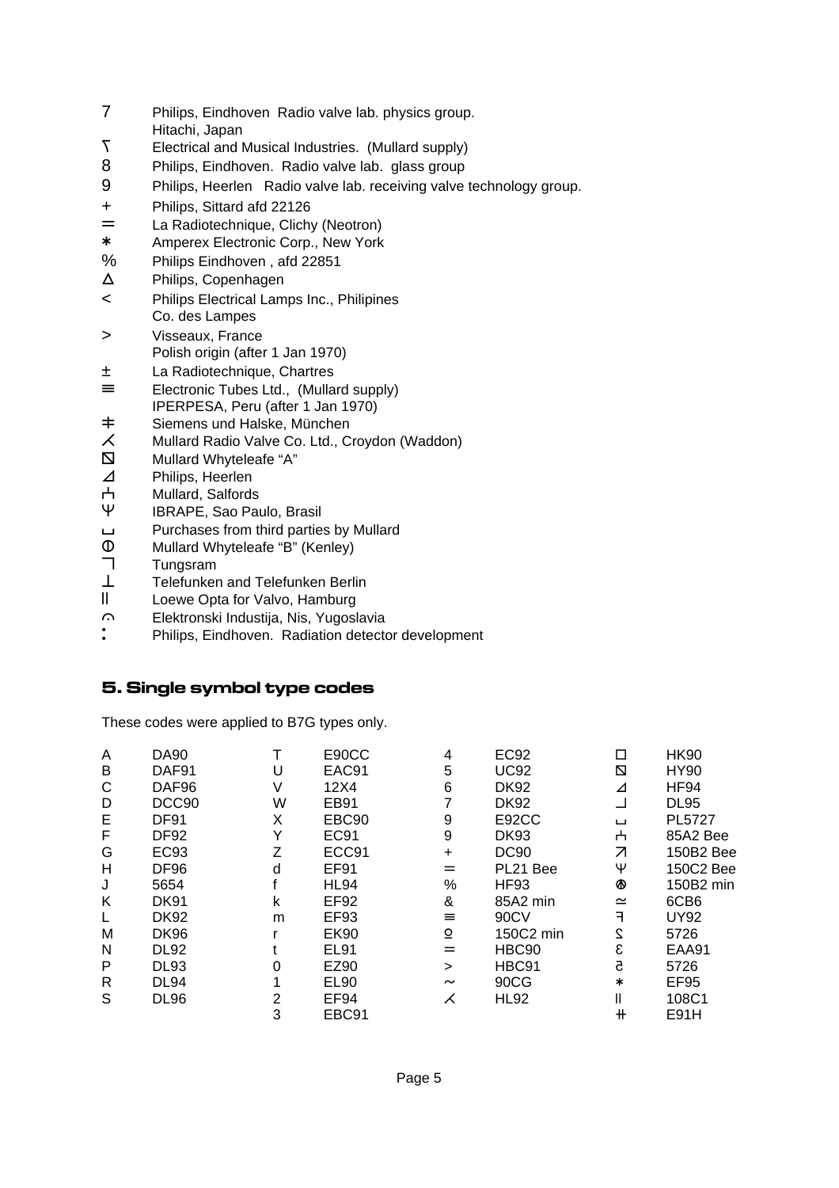| | |
|---|---|
| 7 | Philips, Eindhoven Radio valve lab. physics group. |
| | Hitachi, Japan |
| ҇ | Electrical and Musical Industries. (Mullard supply) |
| 8 | Philips, Eindhoven. Radio valve lab. glass group |
| 9 | Philips, Heerlen Radio valve lab. receiving valve technology group. |
| + | Philips, Sittard afd 22126 |
| ═ | La Radiotechnique, Clichy (Neotron) |
| ∗ | Amperex Electronic Corp., New York |
| % | Philips Eindhoven , afd 22851 |
| Δ | Philips, Copenhagen |
| < | Philips Electrical Lamps Inc., Philipines |
| | Co. des Lampes |
| > | Visseaux, France |
| | Polish origin (after 1 Jan 1970) |
| ± | La Radiotechnique, Chartres |
| ≡ | Electronic Tubes Ltd., (Mullard supply) |
| | IPERPESA, Peru (after 1 Jan 1970) |
| ∓ | Siemens und Halske, München |
| ⋌ | Mullard Radio Valve Co. Ltd., Croydon (Waddon) |
| ⧅ | Mullard Whyteleafe "A" |
| ⊿ | Philips, Heerlen |
| ⍊ | Mullard, Salfords |
| Ψ | IBRAPE, Sao Paulo, Brasil |
| ⊔ | Purchases from third parties by Mullard |
| Φ | Mullard Whyteleafe "B" (Kenley) |
| ┐ | Tungsram |
| ⊥ | Telefunken and Telefunken Berlin |
| ‖ | Loewe Opta for Valvo, Hamburg |
| ⌒ | Elektronski Industija, Nis, Yugoslavia |
| : | Philips, Eindhoven. Radiation detector development |

## 5. Single symbol type codes

These codes were applied to B7G types only.

| | | | | | | | |
|---|---|---|---|---|---|---|---|
| A | DA90 | T | E90CC | 4 | EC92 | □ | HK90 |
| B | DAF91 | U | EAC91 | 5 | UC92 | ⧅ | HY90 |
| C | DAF96 | V | 12X4 | 6 | DK92 | ⊿ | HF94 |
| D | DCC90 | W | EB91 | 7 | DK92 | ⏌ | DL95 |
| E | DF91 | X | EBC90 | 9 | E92CC | ⊔ | PL5727 |
| F | DF92 | Y | EC91 | 9 | DK93 | ⍊ | 85A2 Bee |
| G | EC93 | Z | ECC91 | + | DC90 | ⍁ | 150B2 Bee |
| H | DF96 | d | EF91 | ═ | PL21 Bee | Ψ | 150C2 Bee |
| J | 5654 | f | HL94 | % | HF93 | ⊗ | 150B2 min |
| K | DK91 | k | EF92 | & | 85A2 min | ≃ | 6CB6 |
| L | DK92 | m | EF93 | ≡ | 90CV | ᖷ | UY92 |
| M | DK96 | r | EK90 | ⍜ | 150C2 min | ϛ | 5726 |
| N | DL92 | t | EL91 | ═ | HBC90 | Ɛ | EAA91 |
| P | DL93 | 0 | EZ90 | > | HBC91 | ꞇ | 5726 |
| R | DL94 | 1 | EL90 | ~ | 90CG | ∗ | EF95 |
| S | DL96 | 2 | EF94 | ⋌ | HL92 | ‖ | 108C1 |
| | | 3 | EBC91 | | | ⧺ | E91H |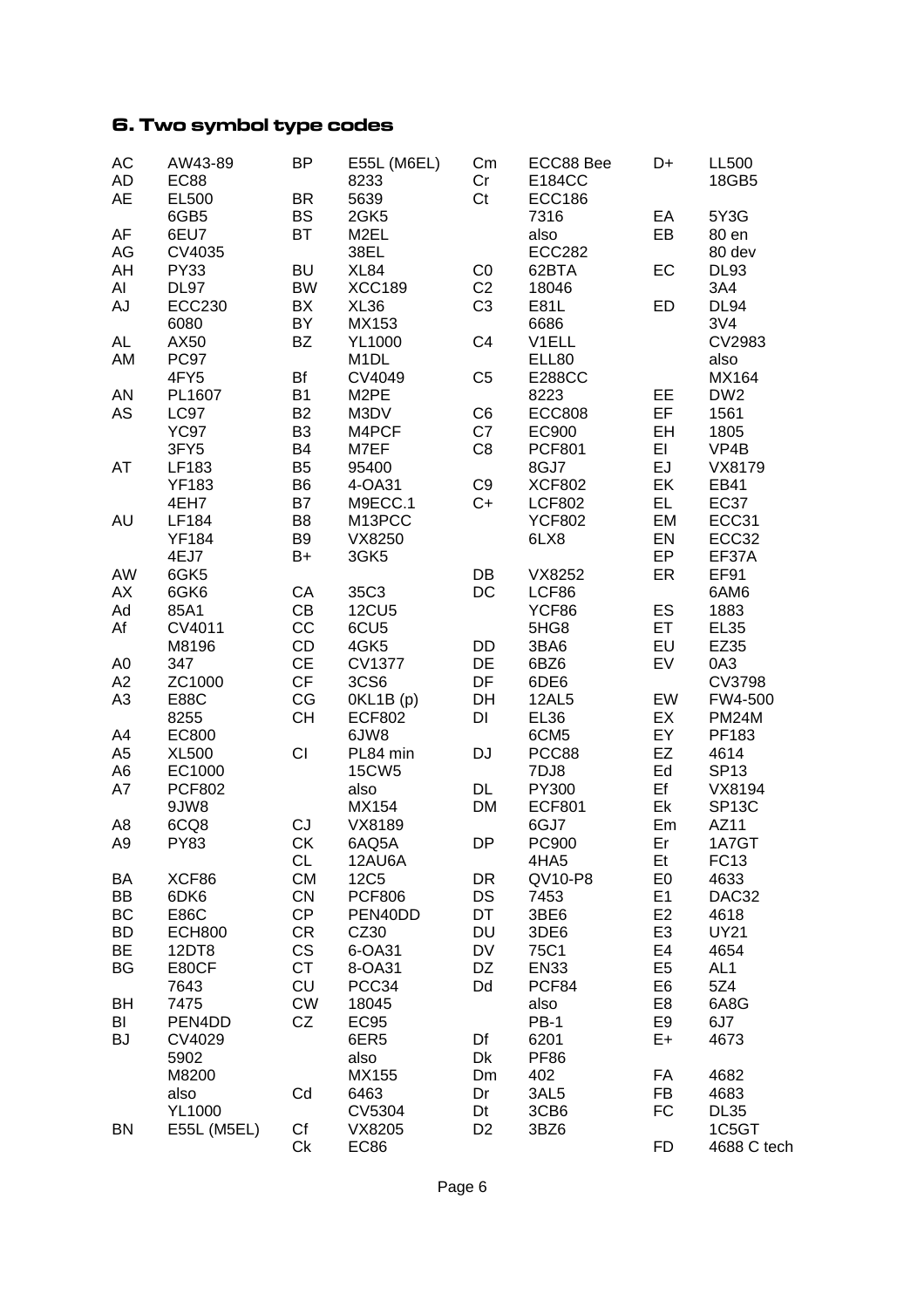## 6. Two symbol type codes

| Code | Type |
|---|---|
| AC | AW43-89 |
| AD | EC88 |
| AE | EL500 |
| | 6GB5 |
| AF | 6EU7 |
| AG | CV4035 |
| AH | PY33 |
| AI | DL97 |
| AJ | ECC230 |
| | 6080 |
| AL | AX50 |
| AM | PC97 |
| | 4FY5 |
| AN | PL1607 |
| AS | LC97 |
| | YC97 |
| | 3FY5 |
| AT | LF183 |
| | YF183 |
| | 4EH7 |
| AU | LF184 |
| | YF184 |
| | 4EJ7 |
| AW | 6GK5 |
| AX | 6GK6 |
| Ad | 85A1 |
| Af | CV4011 |
| | M8196 |
| A0 | 347 |
| A2 | ZC1000 |
| A3 | E88C |
| | 8255 |
| A4 | EC800 |
| A5 | XL500 |
| A6 | EC1000 |
| A7 | PCF802 |
| | 9JW8 |
| A8 | 6CQ8 |
| A9 | PY83 |
| BA | XCF86 |
| BB | 6DK6 |
| BC | E86C |
| BD | ECH800 |
| BE | 12DT8 |
| BG | E80CF |
| | 7643 |
| BH | 7475 |
| BI | PEN4DD |
| BJ | CV4029 |
| | 5902 |
| | M8200 |
| | also |
| | YL1000 |
| BN | E55L (M5EL) |
| BP | E55L (M6EL) |
| | 8233 |
| BR | 5639 |
| BS | 2GK5 |
| BT | M2EL |
| | 38EL |
| BU | XL84 |
| BW | XCC189 |
| BX | XL36 |
| BY | MX153 |
| BZ | YL1000 |
| | M1DL |
| Bf | CV4049 |
| B1 | M2PE |
| B2 | M3DV |
| B3 | M4PCF |
| B4 | M7EF |
| B5 | 95400 |
| B6 | 4-OA31 |
| B7 | M9ECC.1 |
| B8 | M13PCC |
| B9 | VX8250 |
| B+ | 3GK5 |
| CA | 35C3 |
| CB | 12CU5 |
| CC | 6CU5 |
| CD | 4GK5 |
| CE | CV1377 |
| CF | 3CS6 |
| CG | 0KL1B (p) |
| CH | ECF802 |
| | 6JW8 |
| CI | PL84 min |
| | 15CW5 |
| | also |
| | MX154 |
| CJ | VX8189 |
| CK | 6AQ5A |
| CL | 12AU6A |
| CM | 12C5 |
| CN | PCF806 |
| CP | PEN40DD |
| CR | CZ30 |
| CS | 6-OA31 |
| CT | 8-OA31 |
| CU | PCC34 |
| CW | 18045 |
| CZ | EC95 |
| | 6ER5 |
| | also |
| | MX155 |
| Cd | 6463 |
| | CV5304 |
| Cf | VX8205 |
| Ck | EC86 |
| Cm | ECC88 Bee |
| Cr | E184CC |
| Ct | ECC186 |
| | 7316 |
| | also |
| | ECC282 |
| C0 | 62BTA |
| C2 | 18046 |
| C3 | E81L |
| | 6686 |
| C4 | V1ELL |
| | ELL80 |
| C5 | E288CC |
| | 8223 |
| C6 | ECC808 |
| C7 | EC900 |
| C8 | PCF801 |
| | 8GJ7 |
| C9 | XCF802 |
| C+ | LCF802 |
| | YCF802 |
| | 6LX8 |
| DB | VX8252 |
| DC | LCF86 |
| | YCF86 |
| | 5HG8 |
| DD | 3BA6 |
| DE | 6BZ6 |
| DF | 6DE6 |
| DH | 12AL5 |
| DI | EL36 |
| | 6CM5 |
| DJ | PCC88 |
| | 7DJ8 |
| DL | PY300 |
| DM | ECF801 |
| | 6GJ7 |
| DP | PC900 |
| | 4HA5 |
| DR | QV10-P8 |
| DS | 7453 |
| DT | 3BE6 |
| DU | 3DE6 |
| DV | 75C1 |
| DZ | EN33 |
| Dd | PCF84 |
| | also |
| | PB-1 |
| Df | 6201 |
| Dk | PF86 |
| Dm | 402 |
| Dr | 3AL5 |
| Dt | 3CB6 |
| D2 | 3BZ6 |
| D+ | LL500 |
| | 18GB5 |
| EA | 5Y3G |
| EB | 80 en |
| | 80 dev |
| EC | DL93 |
| | 3A4 |
| ED | DL94 |
| | 3V4 |
| | CV2983 |
| | also |
| | MX164 |
| EE | DW2 |
| EF | 1561 |
| EH | 1805 |
| EI | VP4B |
| EJ | VX8179 |
| EK | EB41 |
| EL | EC37 |
| EM | ECC31 |
| EN | ECC32 |
| EP | EF37A |
| ER | EF91 |
| | 6AM6 |
| ES | 1883 |
| ET | EL35 |
| EU | EZ35 |
| EV | 0A3 |
| | CV3798 |
| EW | FW4-500 |
| EX | PM24M |
| EY | PF183 |
| EZ | 4614 |
| Ed | SP13 |
| Ef | VX8194 |
| Ek | SP13C |
| Em | AZ11 |
| Er | 1A7GT |
| Et | FC13 |
| E0 | 4633 |
| E1 | DAC32 |
| E2 | 4618 |
| E3 | UY21 |
| E4 | 4654 |
| E5 | AL1 |
| E6 | 5Z4 |
| E8 | 6A8G |
| E9 | 6J7 |
| E+ | 4673 |
| FA | 4682 |
| FB | 4683 |
| FC | DL35 |
| | 1C5GT |
| FD | 4688 C tech |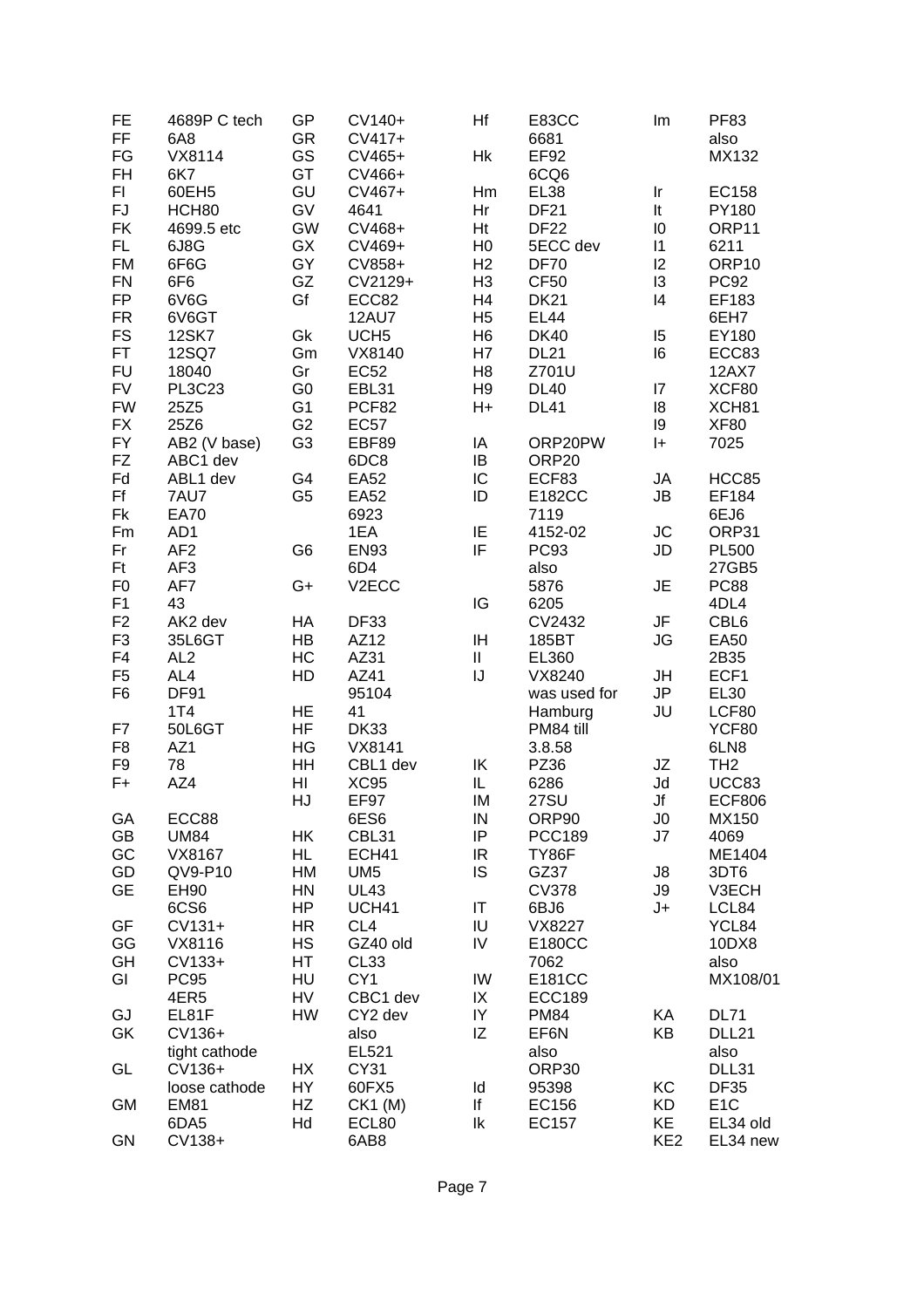| | | | | | | | |
|---|---|---|---|---|---|---|---|
| FE | 4689P C tech | GP | CV140+ | Hf | E83CC | Im | PF83 |
| FF | 6A8 | GR | CV417+ | | 6681 | | also |
| FG | VX8114 | GS | CV465+ | Hk | EF92 | | MX132 |
| FH | 6K7 | GT | CV466+ | | 6CQ6 | | |
| FI | 60EH5 | GU | CV467+ | Hm | EL38 | Ir | EC158 |
| FJ | HCH80 | GV | 4641 | Hr | DF21 | It | PY180 |
| FK | 4699.5 etc | GW | CV468+ | Ht | DF22 | I0 | ORP11 |
| FL | 6J8G | GX | CV469+ | H0 | 5ECC dev | I1 | 6211 |
| FM | 6F6G | GY | CV858+ | H2 | DF70 | I2 | ORP10 |
| FN | 6F6 | GZ | CV2129+ | H3 | CF50 | I3 | PC92 |
| FP | 6V6G | Gf | ECC82 | H4 | DK21 | I4 | EF183 |
| FR | 6V6GT | | 12AU7 | H5 | EL44 | | 6EH7 |
| FS | 12SK7 | Gk | UCH5 | H6 | DK40 | I5 | EY180 |
| FT | 12SQ7 | Gm | VX8140 | H7 | DL21 | I6 | ECC83 |
| FU | 18040 | Gr | EC52 | H8 | Z701U | | 12AX7 |
| FV | PL3C23 | G0 | EBL31 | H9 | DL40 | I7 | XCF80 |
| FW | 25Z5 | G1 | PCF82 | H+ | DL41 | I8 | XCH81 |
| FX | 25Z6 | G2 | EC57 | | | I9 | XF80 |
| FY | AB2 (V base) | G3 | EBF89 | IA | ORP20PW | I+ | 7025 |
| FZ | ABC1 dev | | 6DC8 | IB | ORP20 | | |
| Fd | ABL1 dev | G4 | EA52 | IC | ECF83 | JA | HCC85 |
| Ff | 7AU7 | G5 | EA52 | ID | E182CC | JB | EF184 |
| Fk | EA70 | | 6923 | | 7119 | | 6EJ6 |
| Fm | AD1 | | 1EA | IE | 4152-02 | JC | ORP31 |
| Fr | AF2 | G6 | EN93 | IF | PC93 | JD | PL500 |
| Ft | AF3 | | 6D4 | | also | | 27GB5 |
| F0 | AF7 | G+ | V2ECC | | 5876 | JE | PC88 |
| F1 | 43 | | | IG | 6205 | | 4DL4 |
| F2 | AK2 dev | HA | DF33 | | CV2432 | JF | CBL6 |
| F3 | 35L6GT | HB | AZ12 | IH | 185BT | JG | EA50 |
| F4 | AL2 | HC | AZ31 | II | EL360 | | 2B35 |
| F5 | AL4 | HD | AZ41 | IJ | VX8240 | JH | ECF1 |
| F6 | DF91 | | 95104 | | was used for | JP | EL30 |
| | 1T4 | HE | 41 | | Hamburg | JU | LCF80 |
| F7 | 50L6GT | HF | DK33 | | PM84 till | | YCF80 |
| F8 | AZ1 | HG | VX8141 | | 3.8.58 | | 6LN8 |
| F9 | 78 | HH | CBL1 dev | IK | PZ36 | JZ | TH2 |
| F+ | AZ4 | HI | XC95 | IL | 6286 | Jd | UCC83 |
| | | HJ | EF97 | IM | 27SU | Jf | ECF806 |
| GA | ECC88 | | 6ES6 | IN | ORP90 | J0 | MX150 |
| GB | UM84 | HK | CBL31 | IP | PCC189 | J7 | 4069 |
| GC | VX8167 | HL | ECH41 | IR | TY86F | | ME1404 |
| GD | QV9-P10 | HM | UM5 | IS | GZ37 | J8 | 3DT6 |
| GE | EH90 | HN | UL43 | | CV378 | J9 | V3ECH |
| | 6CS6 | HP | UCH41 | IT | 6BJ6 | J+ | LCL84 |
| GF | CV131+ | HR | CL4 | IU | VX8227 | | YCL84 |
| GG | VX8116 | HS | GZ40 old | IV | E180CC | | 10DX8 |
| GH | CV133+ | HT | CL33 | | 7062 | | also |
| GI | PC95 | HU | CY1 | IW | E181CC | | MX108/01 |
| | 4ER5 | HV | CBC1 dev | IX | ECC189 | | |
| GJ | EL81F | HW | CY2 dev | IY | PM84 | KA | DL71 |
| GK | CV136+ | | also | IZ | EF6N | KB | DLL21 |
| | tight cathode | | EL521 | | also | | also |
| GL | CV136+ | HX | CY31 | | ORP30 | | DLL31 |
| | loose cathode | HY | 60FX5 | Id | 95398 | KC | DF35 |
| GM | EM81 | HZ | CK1 (M) | If | EC156 | KD | E1C |
| | 6DA5 | Hd | ECL80 | Ik | EC157 | KE | EL34 old |
| GN | CV138+ | | 6AB8 | | | KE2 | EL34 new |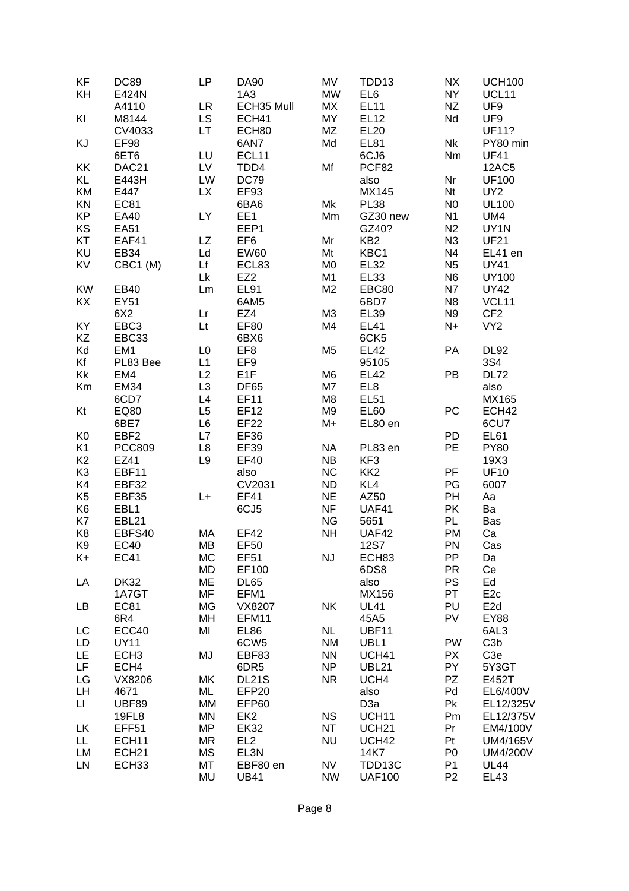| | | | | | | | |
|---|---|---|---|---|---|---|---|
| KF | DC89 | LP | DA90 | MV | TDD13 | NX | UCH100 |
| KH | E424N | | 1A3 | MW | EL6 | NY | UCL11 |
| | A4110 | LR | ECH35 Mull | MX | EL11 | NZ | UF9 |
| KI | M8144 | LS | ECH41 | MY | EL12 | Nd | UF9 |
| | CV4033 | LT | ECH80 | MZ | EL20 | | UF11? |
| KJ | EF98 | | 6AN7 | Md | EL81 | Nk | PY80 min |
| | 6ET6 | LU | ECL11 | | 6CJ6 | Nm | UF41 |
| KK | DAC21 | LV | TDD4 | Mf | PCF82 | | 12AC5 |
| KL | E443H | LW | DC79 | | also | Nr | UF100 |
| KM | E447 | LX | EF93 | | MX145 | Nt | UY2 |
| KN | EC81 | | 6BA6 | Mk | PL38 | N0 | UL100 |
| KP | EA40 | LY | EE1 | Mm | GZ30 new | N1 | UM4 |
| KS | EA51 | | EEP1 | | GZ40? | N2 | UY1N |
| KT | EAF41 | LZ | EF6 | Mr | KB2 | N3 | UF21 |
| KU | EB34 | Ld | EW60 | Mt | KBC1 | N4 | EL41 en |
| KV | CBC1 (M) | Lf | ECL83 | M0 | EL32 | N5 | UY41 |
| | | Lk | EZ2 | M1 | EL33 | N6 | UY100 |
| KW | EB40 | Lm | EL91 | M2 | EBC80 | N7 | UY42 |
| KX | EY51 | | 6AM5 | | 6BD7 | N8 | VCL11 |
| | 6X2 | Lr | EZ4 | M3 | EL39 | N9 | CF2 |
| KY | EBC3 | Lt | EF80 | M4 | EL41 | N+ | VY2 |
| KZ | EBC33 | | 6BX6 | | 6CK5 | | |
| Kd | EM1 | L0 | EF8 | M5 | EL42 | PA | DL92 |
| Kf | PL83 Bee | L1 | EF9 | | 95105 | | 3S4 |
| Kk | EM4 | L2 | E1F | M6 | EL42 | PB | DL72 |
| Km | EM34 | L3 | DF65 | M7 | EL8 | | also |
| | 6CD7 | L4 | EF11 | M8 | EL51 | | MX165 |
| Kt | EQ80 | L5 | EF12 | M9 | EL60 | PC | ECH42 |
| | 6BE7 | L6 | EF22 | M+ | EL80 en | | 6CU7 |
| K0 | EBF2 | L7 | EF36 | | | PD | EL61 |
| K1 | PCC809 | L8 | EF39 | NA | PL83 en | PE | PY80 |
| K2 | EZ41 | L9 | EF40 | NB | KF3 | | 19X3 |
| K3 | EBF11 | | also | NC | KK2 | PF | UF10 |
| K4 | EBF32 | | CV2031 | ND | KL4 | PG | 6007 |
| K5 | EBF35 | L+ | EF41 | NE | AZ50 | PH | Aa |
| K6 | EBL1 | | 6CJ5 | NF | UAF41 | PK | Ba |
| K7 | EBL21 | | | NG | 5651 | PL | Bas |
| K8 | EBFS40 | MA | EF42 | NH | UAF42 | PM | Ca |
| K9 | EC40 | MB | EF50 | | 12S7 | PN | Cas |
| K+ | EC41 | MC | EF51 | NJ | ECH83 | PP | Da |
| | | MD | EF100 | | 6DS8 | PR | Ce |
| LA | DK32 | ME | DL65 | | also | PS | Ed |
| | 1A7GT | MF | EFM1 | | MX156 | PT | E2c |
| LB | EC81 | MG | VX8207 | NK | UL41 | PU | E2d |
| | 6R4 | MH | EFM11 | | 45A5 | PV | EY88 |
| LC | ECC40 | MI | EL86 | NL | UBF11 | | 6AL3 |
| LD | UY11 | | 6CW5 | NM | UBL1 | PW | C3b |
| LE | ECH3 | MJ | EBF83 | NN | UCH41 | PX | C3e |
| LF | ECH4 | | 6DR5 | NP | UBL21 | PY | 5Y3GT |
| LG | VX8206 | MK | DL21S | NR | UCH4 | PZ | E452T |
| LH | 4671 | ML | EFP20 | | also | Pd | EL6/400V |
| LI | UBF89 | MM | EFP60 | | D3a | Pk | EL12/325V |
| | 19FL8 | MN | EK2 | NS | UCH11 | Pm | EL12/375V |
| LK | EFF51 | MP | EK32 | NT | UCH21 | Pr | EM4/100V |
| LL | ECH11 | MR | EL2 | NU | UCH42 | Pt | UM4/165V |
| LM | ECH21 | MS | EL3N | | 14K7 | P0 | UM4/200V |
| LN | ECH33 | MT | EBF80 en | NV | TDD13C | P1 | UL44 |
| | | MU | UB41 | NW | UAF100 | P2 | EL43 |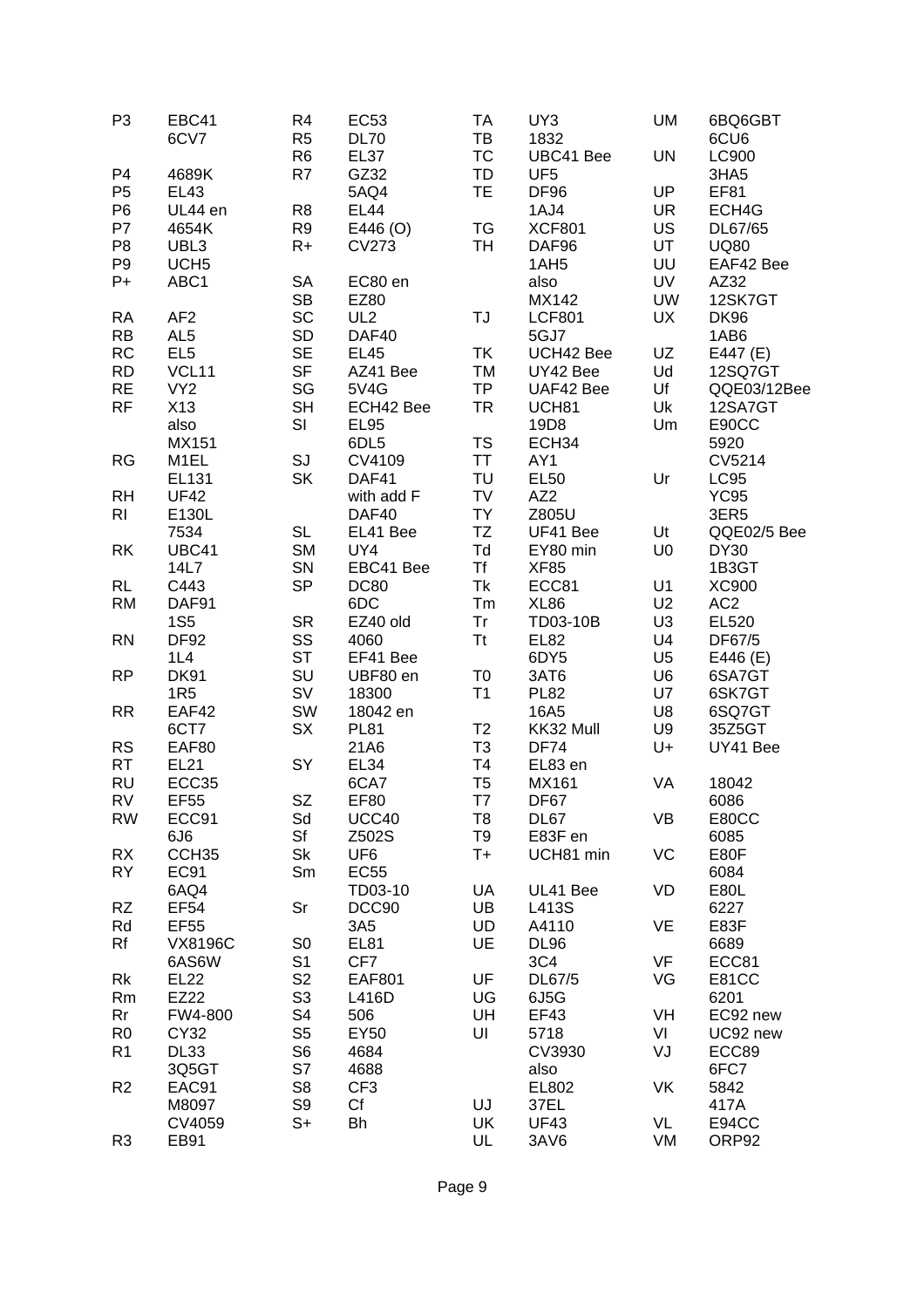| | | | | | | | |
|---|---|---|---|---|---|---|---|
| P3 | EBC41 | R4 | EC53 | TA | UY3 | UM | 6BQ6GBT |
| | 6CV7 | R5 | DL70 | TB | 1832 | | 6CU6 |
| | | R6 | EL37 | TC | UBC41 Bee | UN | LC900 |
| P4 | 4689K | R7 | GZ32 | TD | UF5 | | 3HA5 |
| P5 | EL43 | | 5AQ4 | TE | DF96 | UP | EF81 |
| P6 | UL44 en | R8 | EL44 | | 1AJ4 | UR | ECH4G |
| P7 | 4654K | R9 | E446 (O) | TG | XCF801 | US | DL67/65 |
| P8 | UBL3 | R+ | CV273 | TH | DAF96 | UT | UQ80 |
| P9 | UCH5 | | | | 1AH5 | UU | EAF42 Bee |
| P+ | ABC1 | SA | EC80 en | | also | UV | AZ32 |
| | | SB | EZ80 | | MX142 | UW | 12SK7GT |
| RA | AF2 | SC | UL2 | TJ | LCF801 | UX | DK96 |
| RB | AL5 | SD | DAF40 | | 5GJ7 | | 1AB6 |
| RC | EL5 | SE | EL45 | TK | UCH42 Bee | UZ | E447 (E) |
| RD | VCL11 | SF | AZ41 Bee | TM | UY42 Bee | Ud | 12SQ7GT |
| RE | VY2 | SG | 5V4G | TP | UAF42 Bee | Uf | QQE03/12Bee |
| RF | X13 | SH | ECH42 Bee | TR | UCH81 | Uk | 12SA7GT |
| | also | SI | EL95 | | 19D8 | Um | E90CC |
| | MX151 | | 6DL5 | TS | ECH34 | | 5920 |
| RG | M1EL | SJ | CV4109 | TT | AY1 | | CV5214 |
| | EL131 | SK | DAF41 | TU | EL50 | Ur | LC95 |
| RH | UF42 | | with add F | TV | AZ2 | | YC95 |
| RI | E130L | | DAF40 | TY | Z805U | | 3ER5 |
| | 7534 | SL | EL41 Bee | TZ | UF41 Bee | Ut | QQE02/5 Bee |
| RK | UBC41 | SM | UY4 | Td | EY80 min | U0 | DY30 |
| | 14L7 | SN | EBC41 Bee | Tf | XF85 | | 1B3GT |
| RL | C443 | SP | DC80 | Tk | ECC81 | U1 | XC900 |
| RM | DAF91 | | 6DC | Tm | XL86 | U2 | AC2 |
| | 1S5 | SR | EZ40 old | Tr | TD03-10B | U3 | EL520 |
| RN | DF92 | SS | 4060 | Tt | EL82 | U4 | DF67/5 |
| | 1L4 | ST | EF41 Bee | | 6DY5 | U5 | E446 (E) |
| RP | DK91 | SU | UBF80 en | T0 | 3AT6 | U6 | 6SA7GT |
| | 1R5 | SV | 18300 | T1 | PL82 | U7 | 6SK7GT |
| RR | EAF42 | SW | 18042 en | | 16A5 | U8 | 6SQ7GT |
| | 6CT7 | SX | PL81 | T2 | KK32 Mull | U9 | 35Z5GT |
| RS | EAF80 | | 21A6 | T3 | DF74 | U+ | UY41 Bee |
| RT | EL21 | SY | EL34 | T4 | EL83 en | | |
| RU | ECC35 | | 6CA7 | T5 | MX161 | VA | 18042 |
| RV | EF55 | SZ | EF80 | T7 | DF67 | | 6086 |
| RW | ECC91 | Sd | UCC40 | T8 | DL67 | VB | E80CC |
| | 6J6 | Sf | Z502S | T9 | E83F en | | 6085 |
| RX | CCH35 | Sk | UF6 | T+ | UCH81 min | VC | E80F |
| RY | EC91 | Sm | EC55 | | | | 6084 |
| | 6AQ4 | | TD03-10 | UA | UL41 Bee | VD | E80L |
| RZ | EF54 | Sr | DCC90 | UB | L413S | | 6227 |
| Rd | EF55 | | 3A5 | UD | A4110 | VE | E83F |
| Rf | VX8196C | S0 | EL81 | UE | DL96 | | 6689 |
| | 6AS6W | S1 | CF7 | | 3C4 | VF | ECC81 |
| Rk | EL22 | S2 | EAF801 | UF | DL67/5 | VG | E81CC |
| Rm | EZ22 | S3 | L416D | UG | 6J5G | | 6201 |
| Rr | FW4-800 | S4 | 506 | UH | EF43 | VH | EC92 new |
| R0 | CY32 | S5 | EY50 | UI | 5718 | VI | UC92 new |
| R1 | DL33 | S6 | 4684 | | CV3930 | VJ | ECC89 |
| | 3Q5GT | S7 | 4688 | | also | | 6FC7 |
| R2 | EAC91 | S8 | CF3 | | EL802 | VK | 5842 |
| | M8097 | S9 | Cf | UJ | 37EL | | 417A |
| | CV4059 | S+ | Bh | UK | UF43 | VL | E94CC |
| R3 | EB91 | | | UL | 3AV6 | VM | ORP92 |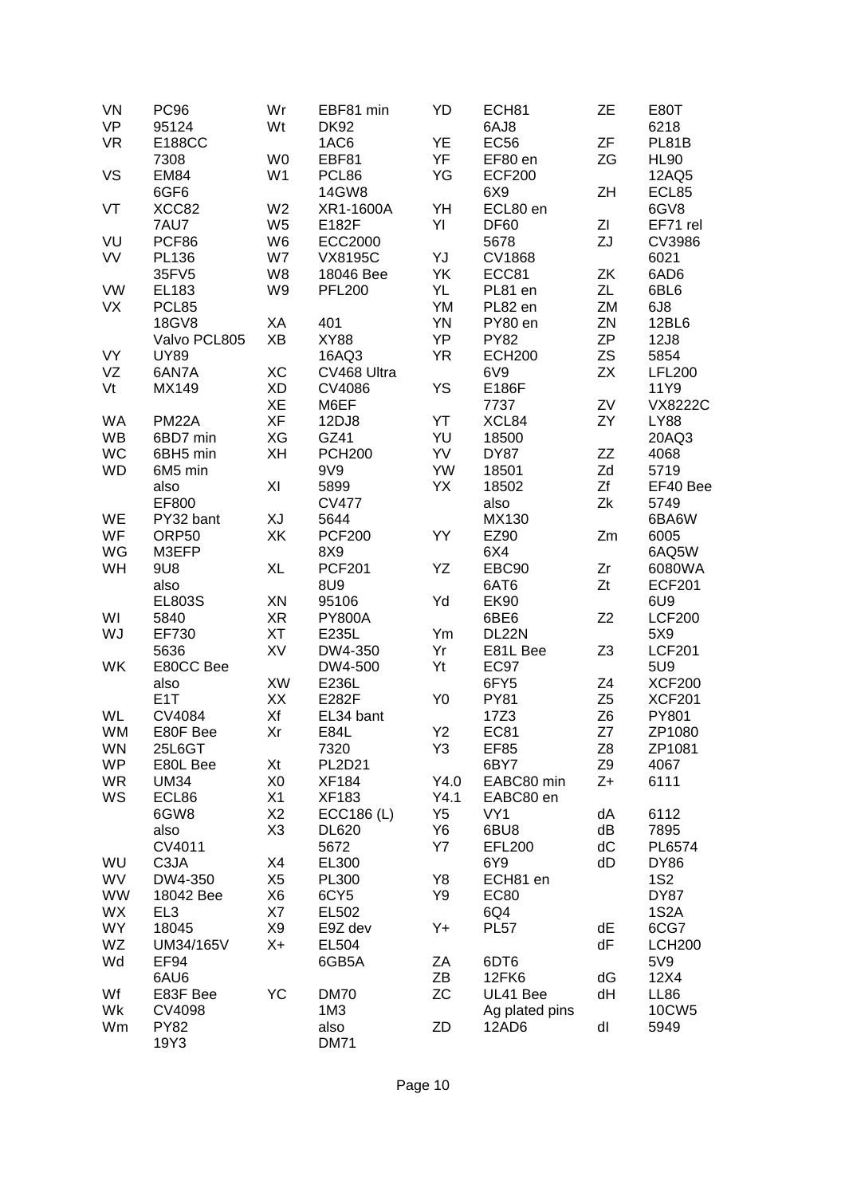| | |
|---|---|
| VN | PC96 |
| VP | 95124 |
| VR | E188CC |
| | 7308 |
| VS | EM84 |
| | 6GF6 |
| VT | XCC82 |
| | 7AU7 |
| VU | PCF86 |
| VV | PL136 |
| | 35FV5 |
| VW | EL183 |
| VX | PCL85 |
| | 18GV8 |
| | Valvo PCL805 |
| VY | UY89 |
| VZ | 6AN7A |
| Vt | MX149 |
| WA | PM22A |
| WB | 6BD7 min |
| WC | 6BH5 min |
| WD | 6M5 min |
| | also |
| | EF800 |
| WE | PY32 bant |
| WF | ORP50 |
| WG | M3EFP |
| WH | 9U8 |
| | also |
| | EL803S |
| WI | 5840 |
| WJ | EF730 |
| | 5636 |
| WK | E80CC Bee |
| | also |
| | E1T |
| WL | CV4084 |
| WM | E80F Bee |
| WN | 25L6GT |
| WP | E80L Bee |
| WR | UM34 |
| WS | ECL86 |
| | 6GW8 |
| | also |
| | CV4011 |
| WU | C3JA |
| WV | DW4-350 |
| WW | 18042 Bee |
| WX | EL3 |
| WY | 18045 |
| WZ | UM34/165V |
| Wd | EF94 |
| | 6AU6 |
| Wf | E83F Bee |
| Wk | CV4098 |
| Wm | PY82 |
| | 19Y3 |
| Wr | EBF81 min |
| Wt | DK92 |
| | 1AC6 |
| W0 | EBF81 |
| W1 | PCL86 |
| | 14GW8 |
| W2 | XR1-1600A |
| W5 | E182F |
| W6 | ECC2000 |
| W7 | VX8195C |
| W8 | 18046 Bee |
| W9 | PFL200 |
| XA | 401 |
| XB | XY88 |
| | 16AQ3 |
| XC | CV468 Ultra |
| XD | CV4086 |
| XE | M6EF |
| XF | 12DJ8 |
| XG | GZ41 |
| XH | PCH200 |
| | 9V9 |
| XI | 5899 |
| | CV477 |
| XJ | 5644 |
| XK | PCF200 |
| | 8X9 |
| XL | PCF201 |
| | 8U9 |
| XN | 95106 |
| XR | PY800A |
| XT | E235L |
| XV | DW4-350 |
| | DW4-500 |
| XW | E236L |
| XX | E282F |
| Xf | EL34 bant |
| Xr | E84L |
| | 7320 |
| Xt | PL2D21 |
| X0 | XF184 |
| X1 | XF183 |
| X2 | ECC186 (L) |
| X3 | DL620 |
| | 5672 |
| X4 | EL300 |
| X5 | PL300 |
| X6 | 6CY5 |
| X7 | EL502 |
| X9 | E9Z dev |
| X+ | EL504 |
| | 6GB5A |
| YC | DM70 |
| | 1M3 |
| | also |
| | DM71 |
| YD | ECH81 |
| | 6AJ8 |
| YE | EC56 |
| YF | EF80 en |
| YG | ECF200 |
| | 6X9 |
| YH | ECL80 en |
| YI | DF60 |
| | 5678 |
| YJ | CV1868 |
| YK | ECC81 |
| YL | PL81 en |
| YM | PL82 en |
| YN | PY80 en |
| YP | PY82 |
| YR | ECH200 |
| | 6V9 |
| YS | E186F |
| | 7737 |
| YT | XCL84 |
| YU | 18500 |
| YV | DY87 |
| YW | 18501 |
| YX | 18502 |
| | also |
| | MX130 |
| YY | EZ90 |
| | 6X4 |
| YZ | EBC90 |
| | 6AT6 |
| Yd | EK90 |
| | 6BE6 |
| Ym | DL22N |
| Yr | E81L Bee |
| Yt | EC97 |
| | 6FY5 |
| Y0 | PY81 |
| | 17Z3 |
| Y2 | EC81 |
| Y3 | EF85 |
| | 6BY7 |
| Y4.0 | EABC80 min |
| Y4.1 | EABC80 en |
| Y5 | VY1 |
| Y6 | 6BU8 |
| Y7 | EFL200 |
| | 6Y9 |
| Y8 | ECH81 en |
| Y9 | EC80 |
| | 6Q4 |
| Y+ | PL57 |
| ZA | 6DT6 |
| ZB | 12FK6 |
| ZC | UL41 Bee |
| | Ag plated pins |
| ZD | 12AD6 |
| ZE | E80T |
| | 6218 |
| ZF | PL81B |
| ZG | HL90 |
| | 12AQ5 |
| ZH | ECL85 |
| | 6GV8 |
| ZI | EF71 rel |
| ZJ | CV3986 |
| | 6021 |
| ZK | 6AD6 |
| ZL | 6BL6 |
| ZM | 6J8 |
| ZN | 12BL6 |
| ZP | 12J8 |
| ZS | 5854 |
| ZX | LFL200 |
| | 11Y9 |
| ZV | VX8222C |
| ZY | LY88 |
| | 20AQ3 |
| ZZ | 4068 |
| Zd | 5719 |
| Zf | EF40 Bee |
| Zk | 5749 |
| | 6BA6W |
| Zm | 6005 |
| | 6AQ5W |
| Zr | 6080WA |
| Zt | ECF201 |
| | 6U9 |
| Z2 | LCF200 |
| | 5X9 |
| Z3 | LCF201 |
| | 5U9 |
| Z4 | XCF200 |
| Z5 | XCF201 |
| Z6 | PY801 |
| Z7 | ZP1080 |
| Z8 | ZP1081 |
| Z9 | 4067 |
| Z+ | 6111 |
| dA | 6112 |
| dB | 7895 |
| dC | PL6574 |
| dD | DY86 |
| | 1S2 |
| | DY87 |
| | 1S2A |
| dE | 6CG7 |
| dF | LCH200 |
| | 5V9 |
| dG | 12X4 |
| dH | LL86 |
| | 10CW5 |
| dI | 5949 |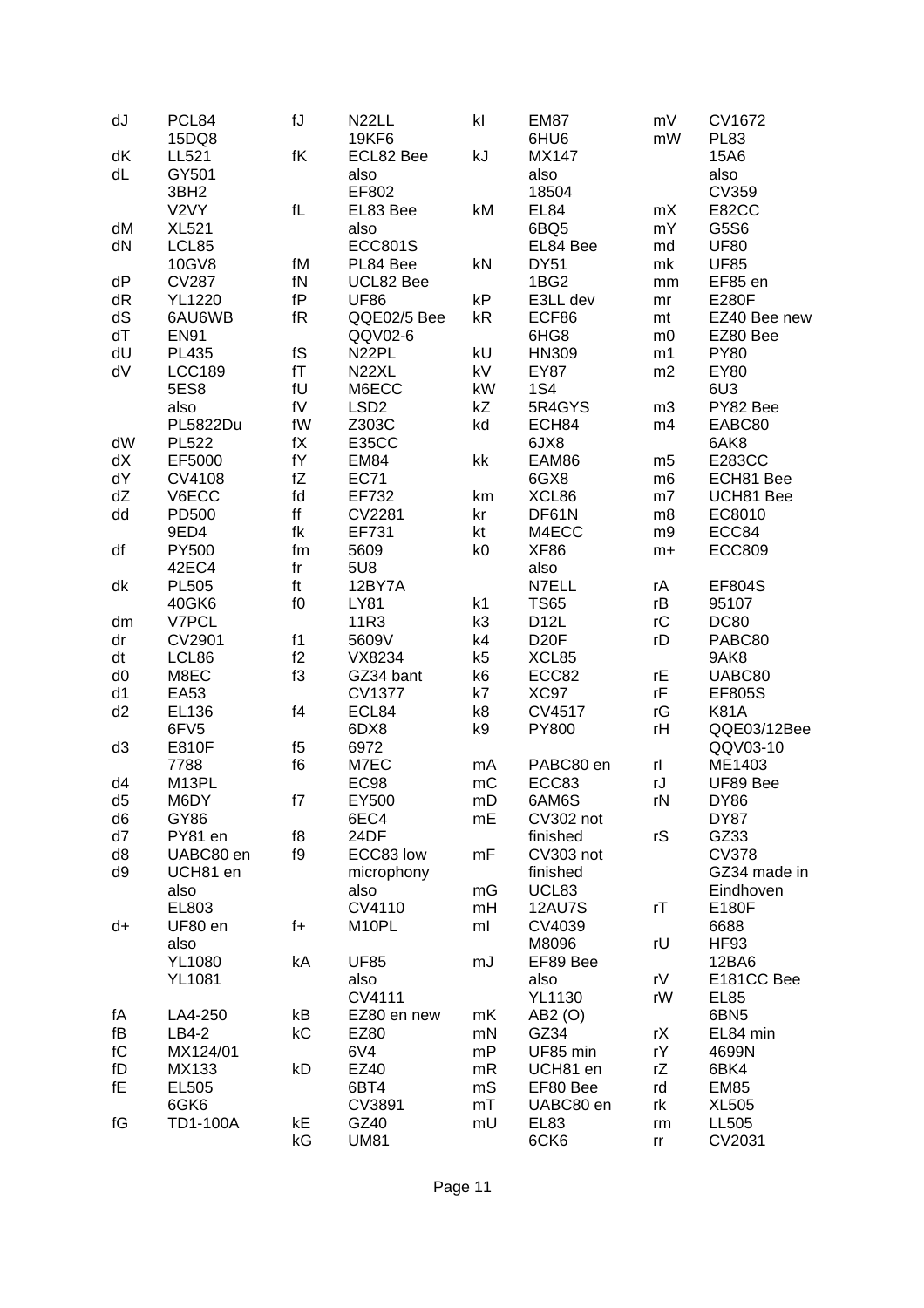| | | | | | | | | | |
|---|---|---|---|---|---|---|---|---|---|
| dJ | PCL84 | fJ | N22LL | kI | EM87 | mV | CV1672 | | |
| | 15DQ8 | | 19KF6 | | 6HU6 | mW | PL83 | | |
| dK | LL521 | fK | ECL82 Bee | kJ | MX147 | | 15A6 | | |
| dL | GY501 | | also | | also | | also | | |
| | 3BH2 | | EF802 | | 18504 | | CV359 | | |
| | V2VY | fL | EL83 Bee | kM | EL84 | mX | E82CC | | |
| dM | XL521 | | also | | 6BQ5 | mY | G5S6 | | |
| dN | LCL85 | | ECC801S | | EL84 Bee | md | UF80 | | |
| | 10GV8 | fM | PL84 Bee | kN | DY51 | mk | UF85 | | |
| dP | CV287 | fN | UCL82 Bee | | 1BG2 | mm | EF85 en | | |
| dR | YL1220 | fP | UF86 | kP | E3LL dev | mr | E280F | | |
| dS | 6AU6WB | fR | QQE02/5 Bee | kR | ECF86 | mt | EZ40 Bee new | | |
| dT | EN91 | | QQV02-6 | | 6HG8 | m0 | EZ80 Bee | | |
| dU | PL435 | fS | N22PL | kU | HN309 | m1 | PY80 | | |
| dV | LCC189 | fT | N22XL | kV | EY87 | m2 | EY80 | | |
| | 5ES8 | fU | M6ECC | kW | 1S4 | | 6U3 | | |
| | also | fV | LSD2 | kZ | 5R4GYS | m3 | PY82 Bee | | |
| | PL5822Du | fW | Z303C | kd | ECH84 | m4 | EABC80 | | |
| dW | PL522 | fX | E35CC | | 6JX8 | | 6AK8 | | |
| dX | EF5000 | fY | EM84 | kk | EAM86 | m5 | E283CC | | |
| dY | CV4108 | fZ | EC71 | | 6GX8 | m6 | ECH81 Bee | | |
| dZ | V6ECC | fd | EF732 | km | XCL86 | m7 | UCH81 Bee | | |
| dd | PD500 | ff | CV2281 | kr | DF61N | m8 | EC8010 | | |
| | 9ED4 | fk | EF731 | kt | M4ECC | m9 | ECC84 | | |
| df | PY500 | fm | 5609 | k0 | XF86 | m+ | ECC809 | | |
| | 42EC4 | fr | 5U8 | | also | | | | |
| dk | PL505 | ft | 12BY7A | | N7ELL | rA | EF804S | | |
| | 40GK6 | f0 | LY81 | k1 | TS65 | rB | 95107 | | |
| dm | V7PCL | | 11R3 | k3 | D12L | rC | DC80 | | |
| dr | CV2901 | f1 | 5609V | k4 | D20F | rD | PABC80 | | |
| dt | LCL86 | f2 | VX8234 | k5 | XCL85 | | 9AK8 | | |
| d0 | M8EC | f3 | GZ34 bant | k6 | ECC82 | rE | UABC80 | | |
| d1 | EA53 | | CV1377 | k7 | XC97 | rF | EF805S | | |
| d2 | EL136 | f4 | ECL84 | k8 | CV4517 | rG | K81A | | |
| | 6FV5 | | 6DX8 | k9 | PY800 | rH | QQE03/12Bee | | |
| d3 | E810F | f5 | 6972 | | | | QQV03-10 | | |
| | 7788 | f6 | M7EC | mA | PABC80 en | rI | ME1403 | | |
| d4 | M13PL | | EC98 | mC | ECC83 | rJ | UF89 Bee | | |
| d5 | M6DY | f7 | EY500 | mD | 6AM6S | rN | DY86 | | |
| d6 | GY86 | | 6EC4 | mE | CV302 not | | DY87 | | |
| d7 | PY81 en | f8 | 24DF | | finished | rS | GZ33 | | |
| d8 | UABC80 en | f9 | ECC83 low | mF | CV303 not | | CV378 | | |
| d9 | UCH81 en | | microphony | | finished | | GZ34 made in | | |
| | also | | also | mG | UCL83 | | Eindhoven | | |
| | EL803 | | CV4110 | mH | 12AU7S | rT | E180F | | |
| d+ | UF80 en | f+ | M10PL | mI | CV4039 | | 6688 | | |
| | also | | | | M8096 | rU | HF93 | | |
| | YL1080 | kA | UF85 | mJ | EF89 Bee | | 12BA6 | | |
| | YL1081 | | also | | also | rV | E181CC Bee | | |
| | | | CV4111 | | YL1130 | rW | EL85 | | |
| fA | LA4-250 | kB | EZ80 en new | mK | AB2 (O) | | 6BN5 | | |
| fB | LB4-2 | kC | EZ80 | mN | GZ34 | rX | EL84 min | | |
| fC | MX124/01 | | 6V4 | mP | UF85 min | rY | 4699N | | |
| fD | MX133 | kD | EZ40 | mR | UCH81 en | rZ | 6BK4 | | |
| fE | EL505 | | 6BT4 | mS | EF80 Bee | rd | EM85 | | |
| | 6GK6 | | CV3891 | mT | UABC80 en | rk | XL505 | | |
| fG | TD1-100A | kE | GZ40 | mU | EL83 | rm | LL505 | | |
| | | kG | UM81 | | 6CK6 | rr | CV2031 | | |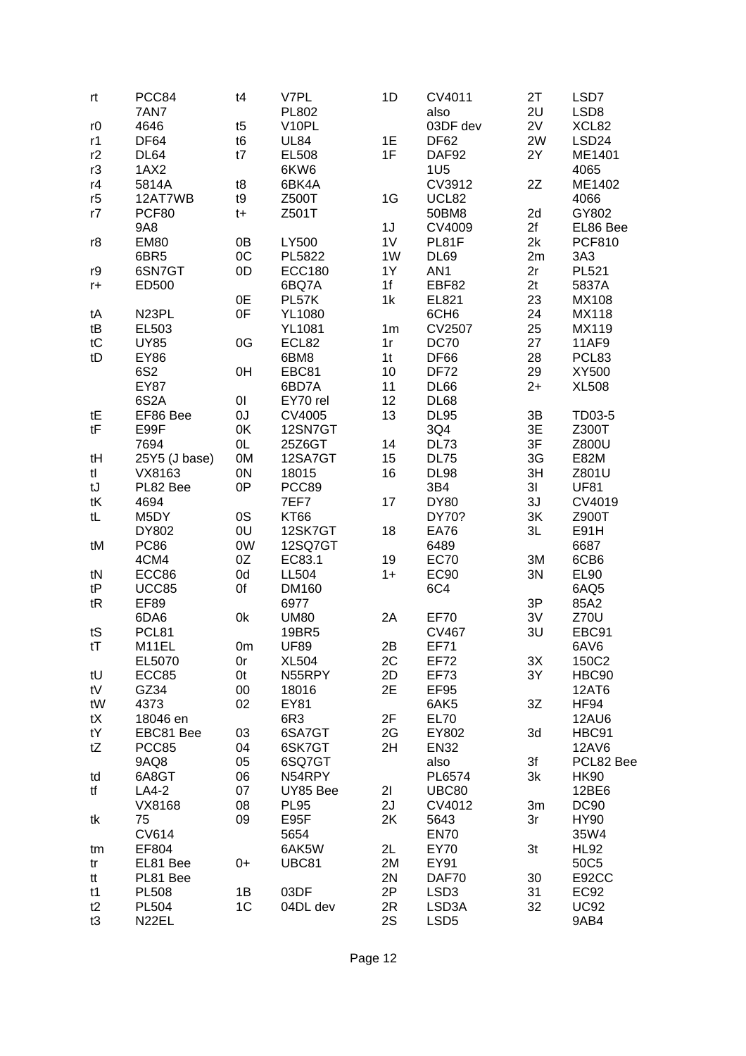| | | | | | | | |
|---|---|---|---|---|---|---|---|
| rt | PCC84 | t4 | V7PL | 1D | CV4011 | 2T | LSD7 |
| | 7AN7 | | PL802 | | also | 2U | LSD8 |
| r0 | 4646 | t5 | V10PL | | 03DF dev | 2V | XCL82 |
| r1 | DF64 | t6 | UL84 | 1E | DF62 | 2W | LSD24 |
| r2 | DL64 | t7 | EL508 | 1F | DAF92 | 2Y | ME1401 |
| r3 | 1AX2 | | 6KW6 | | 1U5 | | 4065 |
| r4 | 5814A | t8 | 6BK4A | | CV3912 | 2Z | ME1402 |
| r5 | 12AT7WB | t9 | Z500T | 1G | UCL82 | | 4066 |
| r7 | PCF80 | t+ | Z501T | | 50BM8 | 2d | GY802 |
| | 9A8 | | | 1J | CV4009 | 2f | EL86 Bee |
| r8 | EM80 | 0B | LY500 | 1V | PL81F | 2k | PCF810 |
| | 6BR5 | 0C | PL5822 | 1W | DL69 | 2m | 3A3 |
| r9 | 6SN7GT | 0D | ECC180 | 1Y | AN1 | 2r | PL521 |
| r+ | ED500 | | 6BQ7A | 1f | EBF82 | 2t | 5837A |
| | | 0E | PL57K | 1k | EL821 | 23 | MX108 |
| tA | N23PL | 0F | YL1080 | | 6CH6 | 24 | MX118 |
| tB | EL503 | | YL1081 | 1m | CV2507 | 25 | MX119 |
| tC | UY85 | 0G | ECL82 | 1r | DC70 | 27 | 11AF9 |
| tD | EY86 | | 6BM8 | 1t | DF66 | 28 | PCL83 |
| | 6S2 | 0H | EBC81 | 10 | DF72 | 29 | XY500 |
| | EY87 | | 6BD7A | 11 | DL66 | 2+ | XL508 |
| | 6S2A | 0I | EY70 rel | 12 | DL68 | | |
| tE | EF86 Bee | 0J | CV4005 | 13 | DL95 | 3B | TD03-5 |
| tF | E99F | 0K | 12SN7GT | | 3Q4 | 3E | Z300T |
| | 7694 | 0L | 25Z6GT | 14 | DL73 | 3F | Z800U |
| tH | 25Y5 (J base) | 0M | 12SA7GT | 15 | DL75 | 3G | E82M |
| tI | VX8163 | 0N | 18015 | 16 | DL98 | 3H | Z801U |
| tJ | PL82 Bee | 0P | PCC89 | | 3B4 | 3I | UF81 |
| tK | 4694 | | 7EF7 | 17 | DY80 | 3J | CV4019 |
| tL | M5DY | 0S | KT66 | | DY70? | 3K | Z900T |
| | DY802 | 0U | 12SK7GT | 18 | EA76 | 3L | E91H |
| tM | PC86 | 0W | 12SQ7GT | | 6489 | | 6687 |
| | 4CM4 | 0Z | EC83.1 | 19 | EC70 | 3M | 6CB6 |
| tN | ECC86 | 0d | LL504 | 1+ | EC90 | 3N | EL90 |
| tP | UCC85 | 0f | DM160 | | 6C4 | | 6AQ5 |
| tR | EF89 | | 6977 | | | 3P | 85A2 |
| | 6DA6 | 0k | UM80 | 2A | EF70 | 3V | Z70U |
| tS | PCL81 | | 19BR5 | | CV467 | 3U | EBC91 |
| tT | M11EL | 0m | UF89 | 2B | EF71 | | 6AV6 |
| | EL5070 | 0r | XL504 | 2C | EF72 | 3X | 150C2 |
| tU | ECC85 | 0t | N55RPY | 2D | EF73 | 3Y | HBC90 |
| tV | GZ34 | 00 | 18016 | 2E | EF95 | | 12AT6 |
| tW | 4373 | 02 | EY81 | | 6AK5 | 3Z | HF94 |
| tX | 18046 en | | 6R3 | 2F | EL70 | | 12AU6 |
| tY | EBC81 Bee | 03 | 6SA7GT | 2G | EY802 | 3d | HBC91 |
| tZ | PCC85 | 04 | 6SK7GT | 2H | EN32 | | 12AV6 |
| | 9AQ8 | 05 | 6SQ7GT | | also | 3f | PCL82 Bee |
| td | 6A8GT | 06 | N54RPY | | PL6574 | 3k | HK90 |
| tf | LA4-2 | 07 | UY85 Bee | 2I | UBC80 | | 12BE6 |
| | VX8168 | 08 | PL95 | 2J | CV4012 | 3m | DC90 |
| tk | 75 | 09 | E95F | 2K | 5643 | 3r | HY90 |
| | CV614 | | 5654 | | EN70 | | 35W4 |
| tm | EF804 | | 6AK5W | 2L | EY70 | 3t | HL92 |
| tr | EL81 Bee | 0+ | UBC81 | 2M | EY91 | | 50C5 |
| tt | PL81 Bee | | | 2N | DAF70 | 30 | E92CC |
| t1 | PL508 | 1B | 03DF | 2P | LSD3 | 31 | EC92 |
| t2 | PL504 | 1C | 04DL dev | 2R | LSD3A | 32 | UC92 |
| t3 | N22EL | | | 2S | LSD5 | | 9AB4 |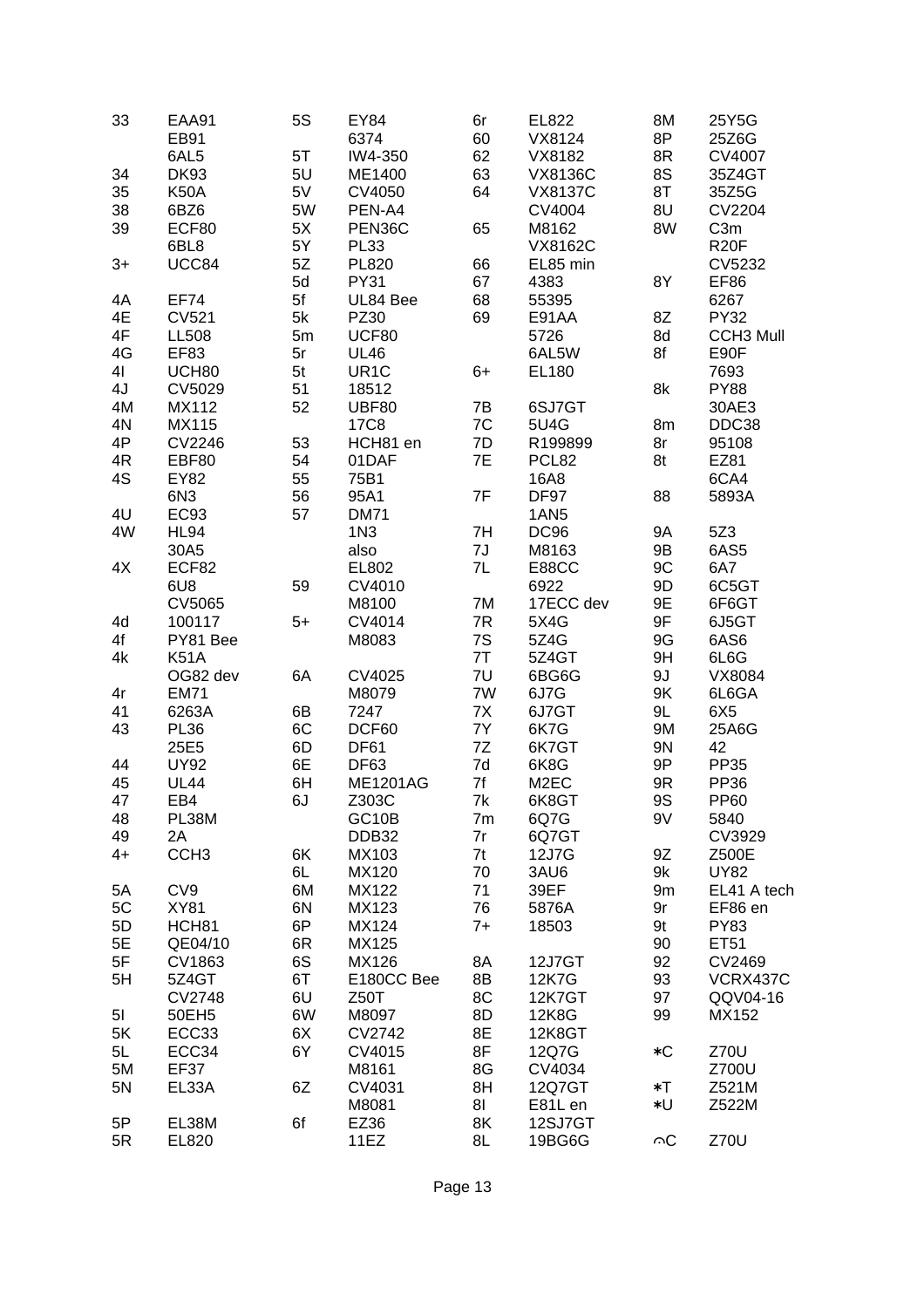| | | | | | | | |
|---|---|---|---|---|---|---|---|
| 33 | EAA91 | 5S | EY84 | 6r | EL822 | 8M | 25Y5G |
| | EB91 | | 6374 | 60 | VX8124 | 8P | 25Z6G |
| | 6AL5 | 5T | IW4-350 | 62 | VX8182 | 8R | CV4007 |
| 34 | DK93 | 5U | ME1400 | 63 | VX8136C | 8S | 35Z4GT |
| 35 | K50A | 5V | CV4050 | 64 | VX8137C | 8T | 35Z5G |
| 38 | 6BZ6 | 5W | PEN-A4 | | CV4004 | 8U | CV2204 |
| 39 | ECF80 | 5X | PEN36C | 65 | M8162 | 8W | C3m |
| | 6BL8 | 5Y | PL33 | | VX8162C | | R20F |
| 3+ | UCC84 | 5Z | PL820 | 66 | EL85 min | | CV5232 |
| | | 5d | PY31 | 67 | 4383 | 8Y | EF86 |
| 4A | EF74 | 5f | UL84 Bee | 68 | 55395 | | 6267 |
| 4E | CV521 | 5k | PZ30 | 69 | E91AA | 8Z | PY32 |
| 4F | LL508 | 5m | UCF80 | | 5726 | 8d | CCH3 Mull |
| 4G | EF83 | 5r | UL46 | | 6AL5W | 8f | E90F |
| 4I | UCH80 | 5t | UR1C | 6+ | EL180 | | 7693 |
| 4J | CV5029 | 51 | 18512 | | | 8k | PY88 |
| 4M | MX112 | 52 | UBF80 | 7B | 6SJ7GT | | 30AE3 |
| 4N | MX115 | | 17C8 | 7C | 5U4G | 8m | DDC38 |
| 4P | CV2246 | 53 | HCH81 en | 7D | R199899 | 8r | 95108 |
| 4R | EBF80 | 54 | 01DAF | 7E | PCL82 | 8t | EZ81 |
| 4S | EY82 | 55 | 75B1 | | 16A8 | | 6CA4 |
| | 6N3 | 56 | 95A1 | 7F | DF97 | 88 | 5893A |
| 4U | EC93 | 57 | DM71 | | 1AN5 | | |
| 4W | HL94 | | 1N3 | 7H | DC96 | 9A | 5Z3 |
| | 30A5 | | also | 7J | M8163 | 9B | 6AS5 |
| 4X | ECF82 | | EL802 | 7L | E88CC | 9C | 6A7 |
| | 6U8 | 59 | CV4010 | | 6922 | 9D | 6C5GT |
| | CV5065 | | M8100 | 7M | 17ECC dev | 9E | 6F6GT |
| 4d | 100117 | 5+ | CV4014 | 7R | 5X4G | 9F | 6J5GT |
| 4f | PY81 Bee | | M8083 | 7S | 5Z4G | 9G | 6AS6 |
| 4k | K51A | | | 7T | 5Z4GT | 9H | 6L6G |
| | OG82 dev | 6A | CV4025 | 7U | 6BG6G | 9J | VX8084 |
| 4r | EM71 | | M8079 | 7W | 6J7G | 9K | 6L6GA |
| 41 | 6263A | 6B | 7247 | 7X | 6J7GT | 9L | 6X5 |
| 43 | PL36 | 6C | DCF60 | 7Y | 6K7G | 9M | 25A6G |
| | 25E5 | 6D | DF61 | 7Z | 6K7GT | 9N | 42 |
| 44 | UY92 | 6E | DF63 | 7d | 6K8G | 9P | PP35 |
| 45 | UL44 | 6H | ME1201AG | 7f | M2EC | 9R | PP36 |
| 47 | EB4 | 6J | Z303C | 7k | 6K8GT | 9S | PP60 |
| 48 | PL38M | | GC10B | 7m | 6Q7G | 9V | 5840 |
| 49 | 2A | | DDB32 | 7r | 6Q7GT | | CV3929 |
| 4+ | CCH3 | 6K | MX103 | 7t | 12J7G | 9Z | Z500E |
| | | 6L | MX120 | 70 | 3AU6 | 9k | UY82 |
| 5A | CV9 | 6M | MX122 | 71 | 39EF | 9m | EL41 A tech |
| 5C | XY81 | 6N | MX123 | 76 | 5876A | 9r | EF86 en |
| 5D | HCH81 | 6P | MX124 | 7+ | 18503 | 9t | PY83 |
| 5E | QE04/10 | 6R | MX125 | | | 90 | ET51 |
| 5F | CV1863 | 6S | MX126 | 8A | 12J7GT | 92 | CV2469 |
| 5H | 5Z4GT | 6T | E180CC Bee | 8B | 12K7G | 93 | VCRX437C |
| | CV2748 | 6U | Z50T | 8C | 12K7GT | 97 | QQV04-16 |
| 5I | 50EH5 | 6W | M8097 | 8D | 12K8G | 99 | MX152 |
| 5K | ECC33 | 6X | CV2742 | 8E | 12K8GT | | |
| 5L | ECC34 | 6Y | CV4015 | 8F | 12Q7G | ∗C | Z70U |
| 5M | EF37 | | M8161 | 8G | CV4034 | | Z700U |
| 5N | EL33A | 6Z | CV4031 | 8H | 12Q7GT | ∗T | Z521M |
| | | | M8081 | 8I | E81L en | ∗U | Z522M |
| 5P | EL38M | 6f | EZ36 | 8K | 12SJ7GT | | |
| 5R | EL820 | | 11EZ | 8L | 19BG6G | ⌒C | Z70U |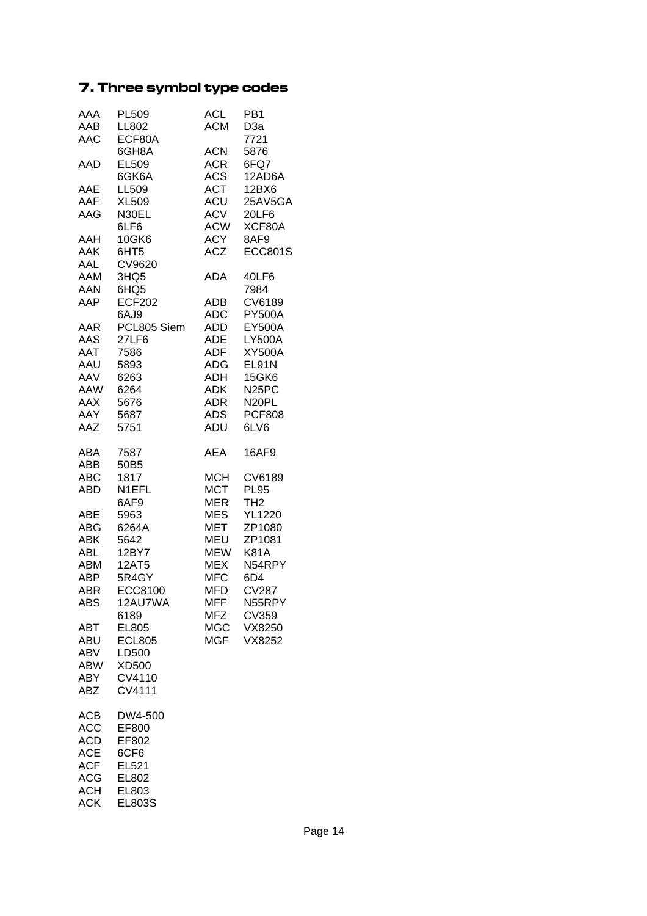## 7. Three symbol type codes

| | |
|---|---|
| AAA | PL509 |
| AAB | LL802 |
| AAC | ECF80A |
| | 6GH8A |
| AAD | EL509 |
| | 6GK6A |
| AAE | LL509 |
| AAF | XL509 |
| AAG | N30EL |
| | 6LF6 |
| AAH | 10GK6 |
| AAK | 6HT5 |
| AAL | CV9620 |
| AAM | 3HQ5 |
| AAN | 6HQ5 |
| AAP | ECF202 |
| | 6AJ9 |
| AAR | PCL805 Siem |
| AAS | 27LF6 |
| AAT | 7586 |
| AAU | 5893 |
| AAV | 6263 |
| AAW | 6264 |
| AAX | 5676 |
| AAY | 5687 |
| AAZ | 5751 |
| ABA | 7587 |
| ABB | 50B5 |
| ABC | 1817 |
| ABD | N1EFL |
| | 6AF9 |
| ABE | 5963 |
| ABG | 6264A |
| ABK | 5642 |
| ABL | 12BY7 |
| ABM | 12AT5 |
| ABP | 5R4GY |
| ABR | ECC8100 |
| ABS | 12AU7WA |
| | 6189 |
| ABT | EL805 |
| ABU | ECL805 |
| ABV | LD500 |
| ABW | XD500 |
| ABY | CV4110 |
| ABZ | CV4111 |
| ACB | DW4-500 |
| ACC | EF800 |
| ACD | EF802 |
| ACE | 6CF6 |
| ACF | EL521 |
| ACG | EL802 |
| ACH | EL803 |
| ACK | EL803S |
| ACL | PB1 |
| ACM | D3a |
| | 7721 |
| ACN | 5876 |
| ACR | 6FQ7 |
| ACS | 12AD6A |
| ACT | 12BX6 |
| ACU | 25AV5GA |
| ACV | 20LF6 |
| ACW | XCF80A |
| ACY | 8AF9 |
| ACZ | ECC801S |
| ADA | 40LF6 |
| | 7984 |
| ADB | CV6189 |
| ADC | PY500A |
| ADD | EY500A |
| ADE | LY500A |
| ADF | XY500A |
| ADG | EL91N |
| ADH | 15GK6 |
| ADK | N25PC |
| ADR | N20PL |
| ADS | PCF808 |
| ADU | 6LV6 |
| AEA | 16AF9 |
| MCH | CV6189 |
| MCT | PL95 |
| MER | TH2 |
| MES | YL1220 |
| MET | ZP1080 |
| MEU | ZP1081 |
| MEW | K81A |
| MEX | N54RPY |
| MFC | 6D4 |
| MFD | CV287 |
| MFF | N55RPY |
| MFZ | CV359 |
| MGC | VX8250 |
| MGF | VX8252 |